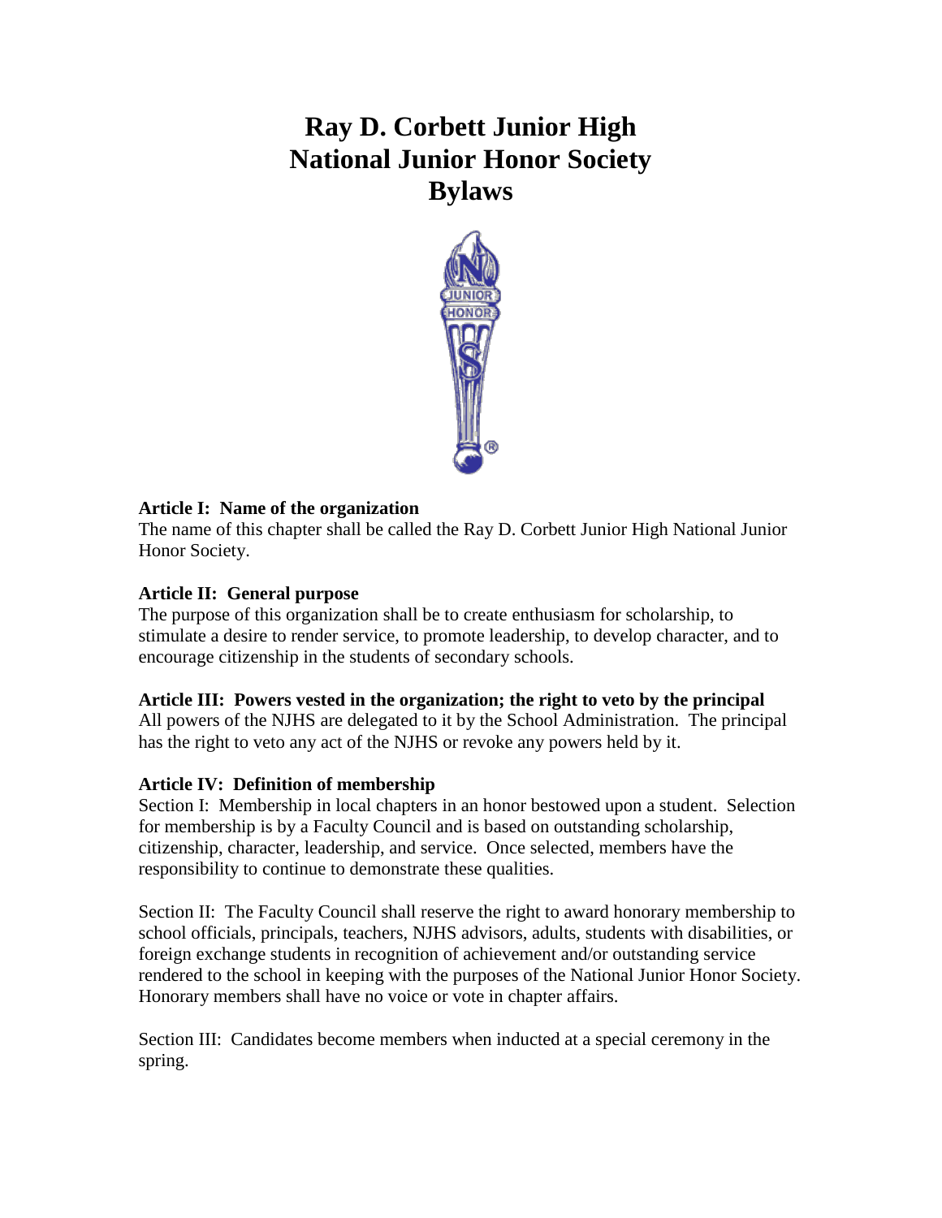# Ray D. Corbett Junior High National Junior Honor Society Bylaws

**Article I: Name of the organization**

The name of this chapter shall be called the Ray D. Corbett Junior High National Junior Honor Society.

**Article II: General purpose**

The purpose of this organization shall be to create enthusiasm for scholarship, to stimulate a desire to render service, to promote leadership, to develop character, and to encourage citizenship in the students of secondary schools.

**Article III: Powers vested in the organization; the right to veto by the principal**

All powers of the NJHS are delegated to it by the School Administration. The principal has the right to veto any act of the NJHS or revoke any powers held by it.

**Article IV: Definition of membership**

Section I: Membership in local chapters in an honor bestowed upon a student. Selection for membership is by a Faculty Council and is based on outstanding scholarship, citizenship, character, leadership, and service. Once selected, members have the responsibility to continue to demonstrate these qualities.

Section II: The Faculty Council shall reserve the right to award honorary membership to school officials, principals, teachers, NJHS advisors, adults, students with disabilities, or foreign exchange students in recognition of achievement and/or outstanding service rendered to the school in keeping with the purposes of the National Junior Honor Society. Honorary members shall have no voice or vote in chapter affairs.

Section III: Candidates become members when inducted at a special ceremony in the spring.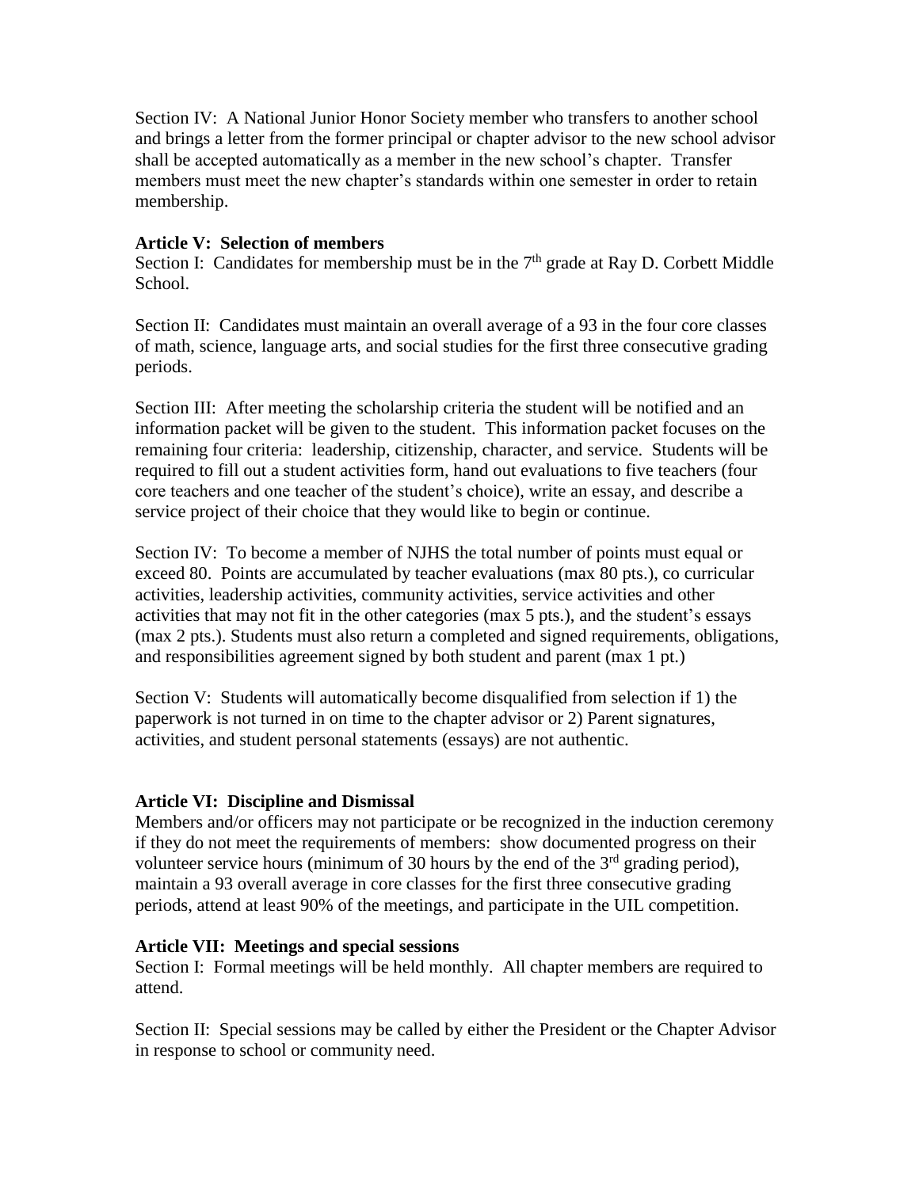Section IV: A National Junior Honor Society member who transfers to another school and brings a letter from the former principal or chapter advisor to the new school advisor shall be accepted automatically as a member in the new school's chapter. Transfer members must meet the new chapter's standards within one semester in order to retain membership.

**Article V: Selection of members**

Section I: Candidates for membership must be in the 7th grade at Ray D. Corbett Middle School.

Section II: Candidates must maintain an overall average of a 93 in the four core classes of math, science, language arts, and social studies for the first three consecutive grading periods.

Section III: After meeting the scholarship criteria the student will be notified and an information packet will be given to the student. This information packet focuses on the remaining four criteria: leadership, citizenship, character, and service. Students will be required to fill out a student activities form, hand out evaluations to five teachers (four core teachers and one teacher of the student's choice), write an essay, and describe a service project of their choice that they would like to begin or continue.

Section IV: To become a member of NJHS the total number of points must equal or exceed 80. Points are accumulated by teacher evaluations (max 80 pts.), co curricular activities, leadership activities, community activities, service activities and other activities that may not fit in the other categories (max 5 pts.), and the student's essays (max 2 pts.). Students must also return a completed and signed requirements, obligations, and responsibilities agreement signed by both student and parent (max 1 pt.)

Section V: Students will automatically become disqualified from selection if 1) the paperwork is not turned in on time to the chapter advisor or 2) Parent signatures, activities, and student personal statements (essays) are not authentic.

**Article VI: Discipline and Dismissal**

Members and/or officers may not participate or be recognized in the induction ceremony if they do not meet the requirements of members: show documented progress on their volunteer service hours (minimum of 30 hours by the end of the 3rd grading period), maintain a 93 overall average in core classes for the first three consecutive grading periods, attend at least 90% of the meetings, and participate in the UIL competition.

**Article VII: Meetings and special sessions**

Section I: Formal meetings will be held monthly. All chapter members are required to attend.

Section II: Special sessions may be called by either the President or the Chapter Advisor in response to school or community need.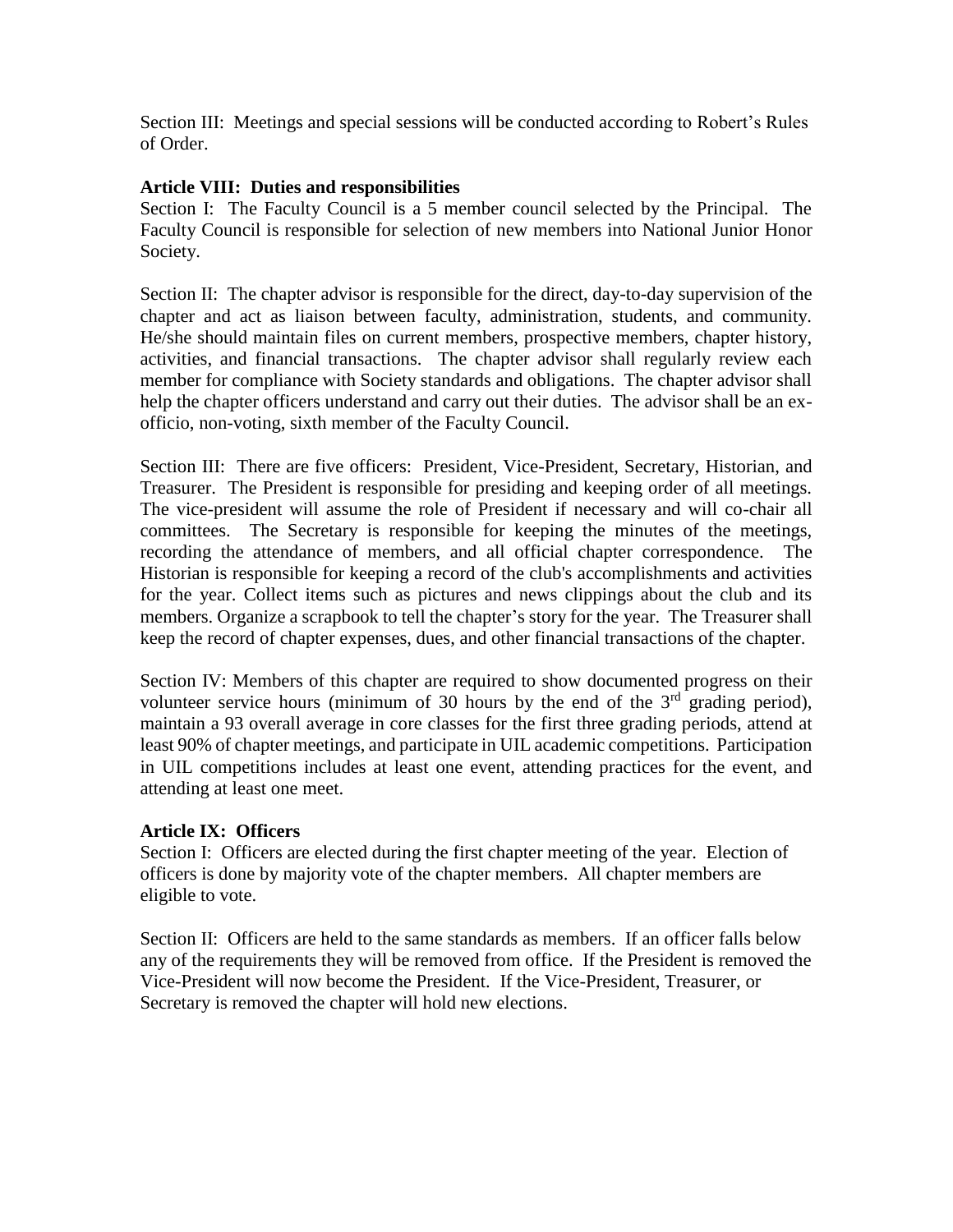Section III: Meetings and special sessions will be conducted according to Robert's Rules of Order.

**Article VIII: Duties and responsibilities**

Section I: The Faculty Council is a 5 member council selected by the Principal. The Faculty Council is responsible for selection of new members into National Junior Honor Society.

Section II: The chapter advisor is responsible for the direct, day-to-day supervision of the chapter and act as liaison between faculty, administration, students, and community. He/she should maintain files on current members, prospective members, chapter history, activities, and financial transactions. The chapter advisor shall regularly review each member for compliance with Society standards and obligations. The chapter advisor shall help the chapter officers understand and carry out their duties. The advisor shall be an ex-officio, non-voting, sixth member of the Faculty Council.

Section III: There are five officers: President, Vice-President, Secretary, Historian, and Treasurer. The President is responsible for presiding and keeping order of all meetings. The vice-president will assume the role of President if necessary and will co-chair all committees. The Secretary is responsible for keeping the minutes of the meetings, recording the attendance of members, and all official chapter correspondence. The Historian is responsible for keeping a record of the club's accomplishments and activities for the year. Collect items such as pictures and news clippings about the club and its members. Organize a scrapbook to tell the chapter's story for the year. The Treasurer shall keep the record of chapter expenses, dues, and other financial transactions of the chapter.

Section IV: Members of this chapter are required to show documented progress on their volunteer service hours (minimum of 30 hours by the end of the 3rd grading period), maintain a 93 overall average in core classes for the first three grading periods, attend at least 90% of chapter meetings, and participate in UIL academic competitions. Participation in UIL competitions includes at least one event, attending practices for the event, and attending at least one meet.

**Article IX: Officers**

Section I: Officers are elected during the first chapter meeting of the year. Election of officers is done by majority vote of the chapter members. All chapter members are eligible to vote.

Section II: Officers are held to the same standards as members. If an officer falls below any of the requirements they will be removed from office. If the President is removed the Vice-President will now become the President. If the Vice-President, Treasurer, or Secretary is removed the chapter will hold new elections.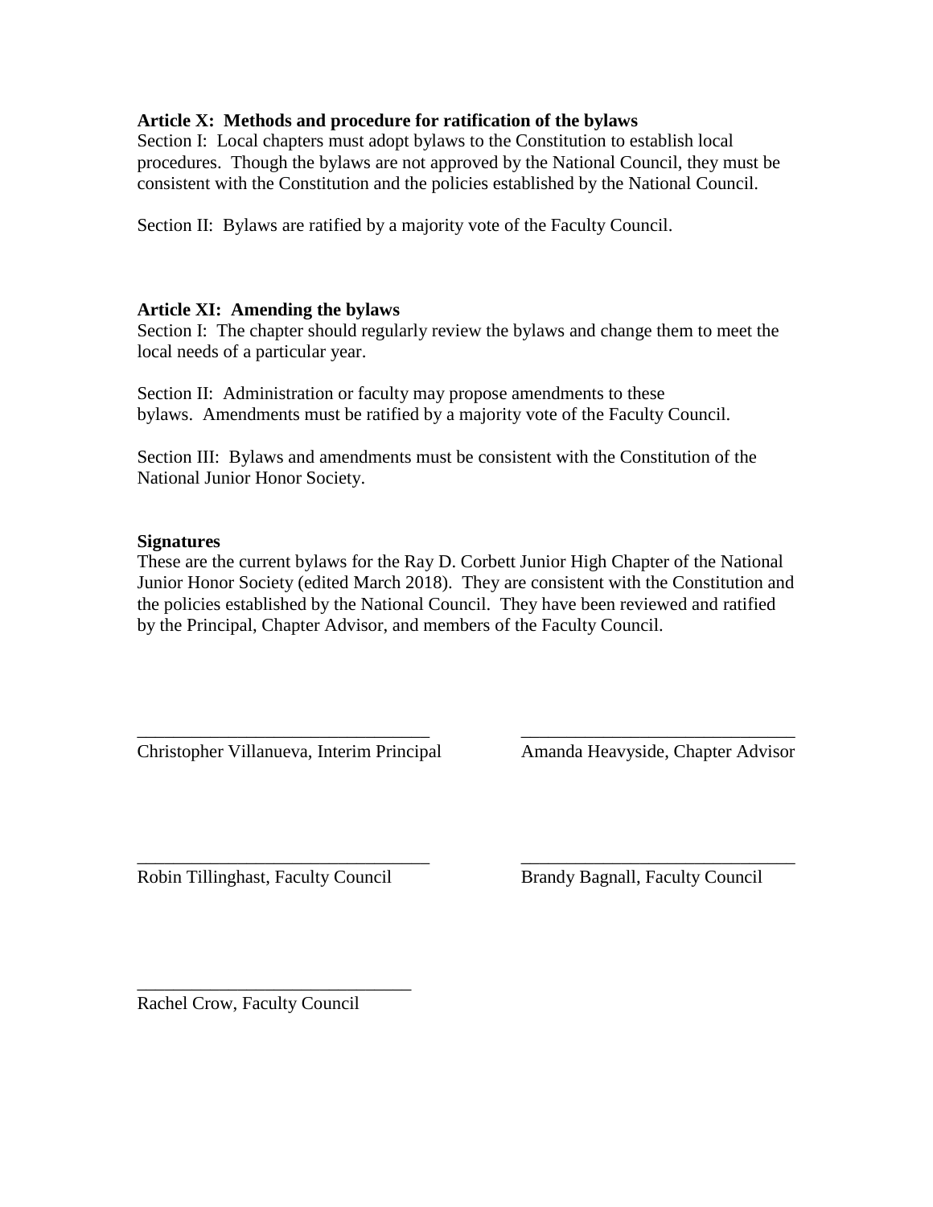**Article X: Methods and procedure for ratification of the bylaws**

Section I: Local chapters must adopt bylaws to the Constitution to establish local procedures. Though the bylaws are not approved by the National Council, they must be consistent with the Constitution and the policies established by the National Council.

Section II: Bylaws are ratified by a majority vote of the Faculty Council.

**Article XI: Amending the bylaws**

Section I: The chapter should regularly review the bylaws and change them to meet the local needs of a particular year.

Section II: Administration or faculty may propose amendments to these bylaws. Amendments must be ratified by a majority vote of the Faculty Council.

Section III: Bylaws and amendments must be consistent with the Constitution of the National Junior Honor Society.

**Signatures**

These are the current bylaws for the Ray D. Corbett Junior High Chapter of the National Junior Honor Society (edited March 2018). They are consistent with the Constitution and the policies established by the National Council. They have been reviewed and ratified by the Principal, Chapter Advisor, and members of the Faculty Council.

________________________________
Christopher Villanueva, Interim Principal

______________________________
Amanda Heavyside, Chapter Advisor

________________________________
Robin Tillinghast, Faculty Council

______________________________
Brandy Bagnall, Faculty Council

______________________________
Rachel Crow, Faculty Council